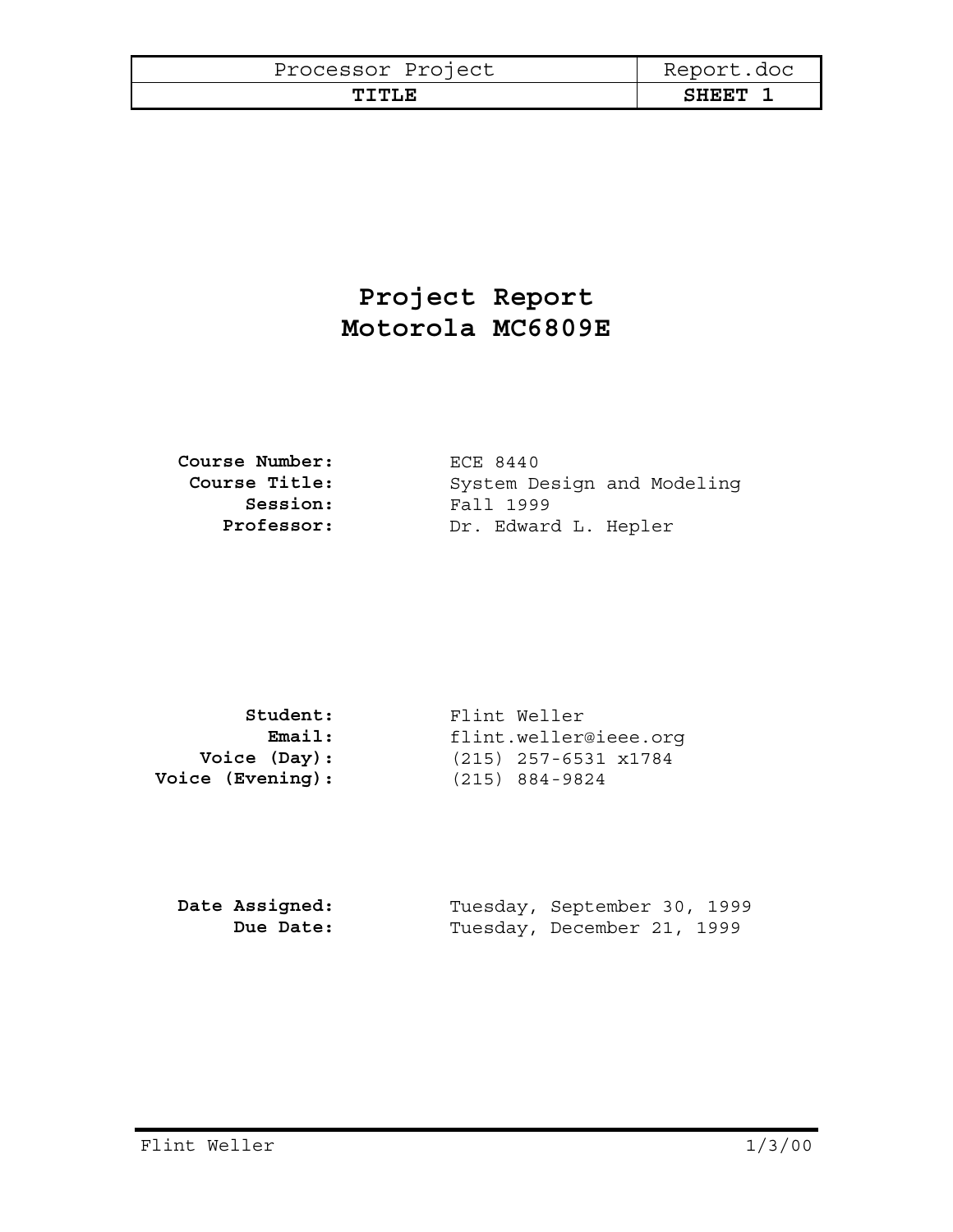# Project Report
# Motorola MC6809E

| | |
|---|---|
| **Course Number:** | ECE 8440 |
| **Course Title:** | System Design and Modeling |
| **Session:** | Fall 1999 |
| **Professor:** | Dr. Edward L. Hepler |

| | |
|---|---|
| **Student:** | Flint Weller |
| **Email:** | flint.weller@ieee.org |
| **Voice (Day):** | (215) 257-6531 x1784 |
| **Voice (Evening):** | (215) 884-9824 |

| | |
|---|---|
| **Date Assigned:** | Tuesday, September 30, 1999 |
| **Due Date:** | Tuesday, December 21, 1999 |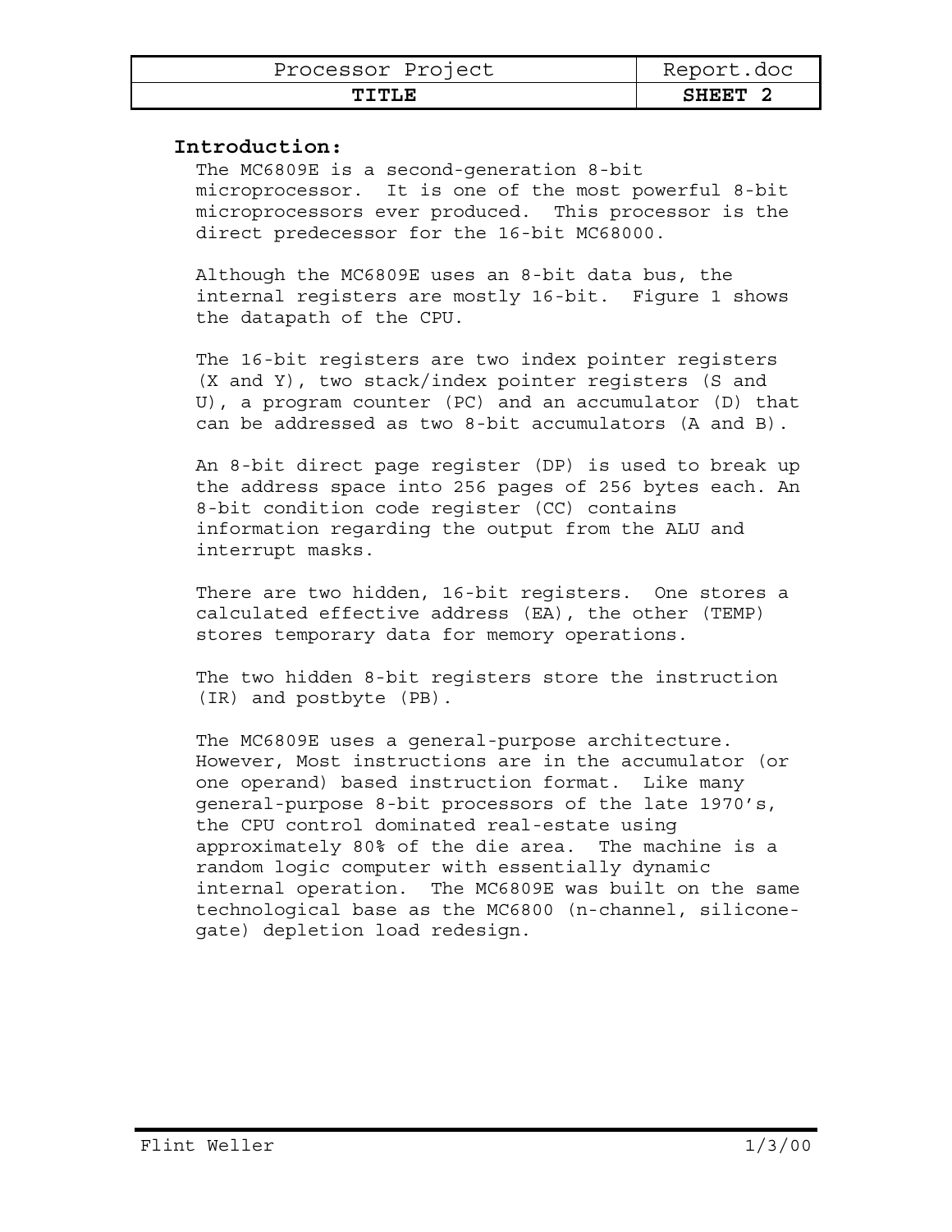## Introduction:

The MC6809E is a second-generation 8-bit microprocessor. It is one of the most powerful 8-bit microprocessors ever produced. This processor is the direct predecessor for the 16-bit MC68000.

Although the MC6809E uses an 8-bit data bus, the internal registers are mostly 16-bit. Figure 1 shows the datapath of the CPU.

The 16-bit registers are two index pointer registers (X and Y), two stack/index pointer registers (S and U), a program counter (PC) and an accumulator (D) that can be addressed as two 8-bit accumulators (A and B).

An 8-bit direct page register (DP) is used to break up the address space into 256 pages of 256 bytes each. An 8-bit condition code register (CC) contains information regarding the output from the ALU and interrupt masks.

There are two hidden, 16-bit registers. One stores a calculated effective address (EA), the other (TEMP) stores temporary data for memory operations.

The two hidden 8-bit registers store the instruction (IR) and postbyte (PB).

The MC6809E uses a general-purpose architecture. However, Most instructions are in the accumulator (or one operand) based instruction format. Like many general-purpose 8-bit processors of the late 1970's, the CPU control dominated real-estate using approximately 80% of the die area. The machine is a random logic computer with essentially dynamic internal operation. The MC6809E was built on the same technological base as the MC6800 (n-channel, silicone-gate) depletion load redesign.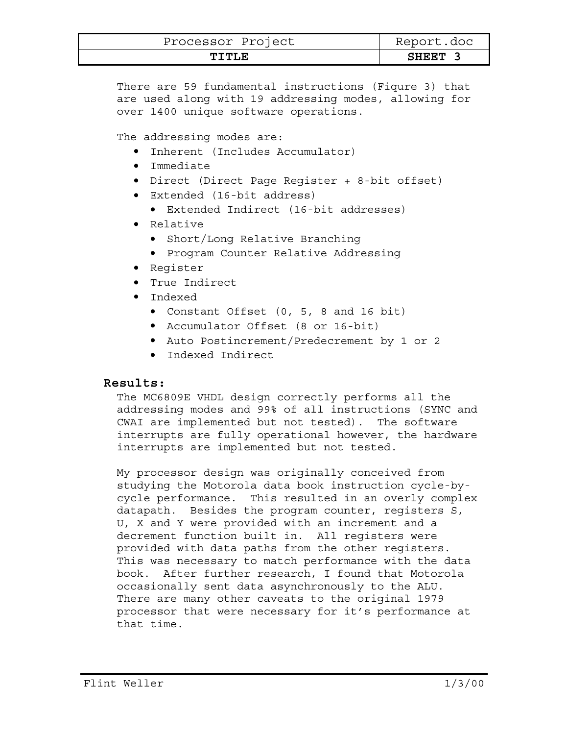There are 59 fundamental instructions (Fiqure 3) that are used along with 19 addressing modes, allowing for over 1400 unique software operations.

The addressing modes are:

- Inherent (Includes Accumulator)
- Immediate
- Direct (Direct Page Register + 8-bit offset)
- Extended (16-bit address)
  - Extended Indirect (16-bit addresses)
- Relative
  - Short/Long Relative Branching
  - Program Counter Relative Addressing
- Register
- True Indirect
- Indexed
  - Constant Offset (0, 5, 8 and 16 bit)
  - Accumulator Offset (8 or 16-bit)
  - Auto Postincrement/Predecrement by 1 or 2
  - Indexed Indirect

## Results:

The MC6809E VHDL design correctly performs all the addressing modes and 99% of all instructions (SYNC and CWAI are implemented but not tested). The software interrupts are fully operational however, the hardware interrupts are implemented but not tested.

My processor design was originally conceived from studying the Motorola data book instruction cycle-by-cycle performance. This resulted in an overly complex datapath. Besides the program counter, registers S, U, X and Y were provided with an increment and a decrement function built in. All registers were provided with data paths from the other registers. This was necessary to match performance with the data book. After further research, I found that Motorola occasionally sent data asynchronously to the ALU. There are many other caveats to the original 1979 processor that were necessary for it's performance at that time.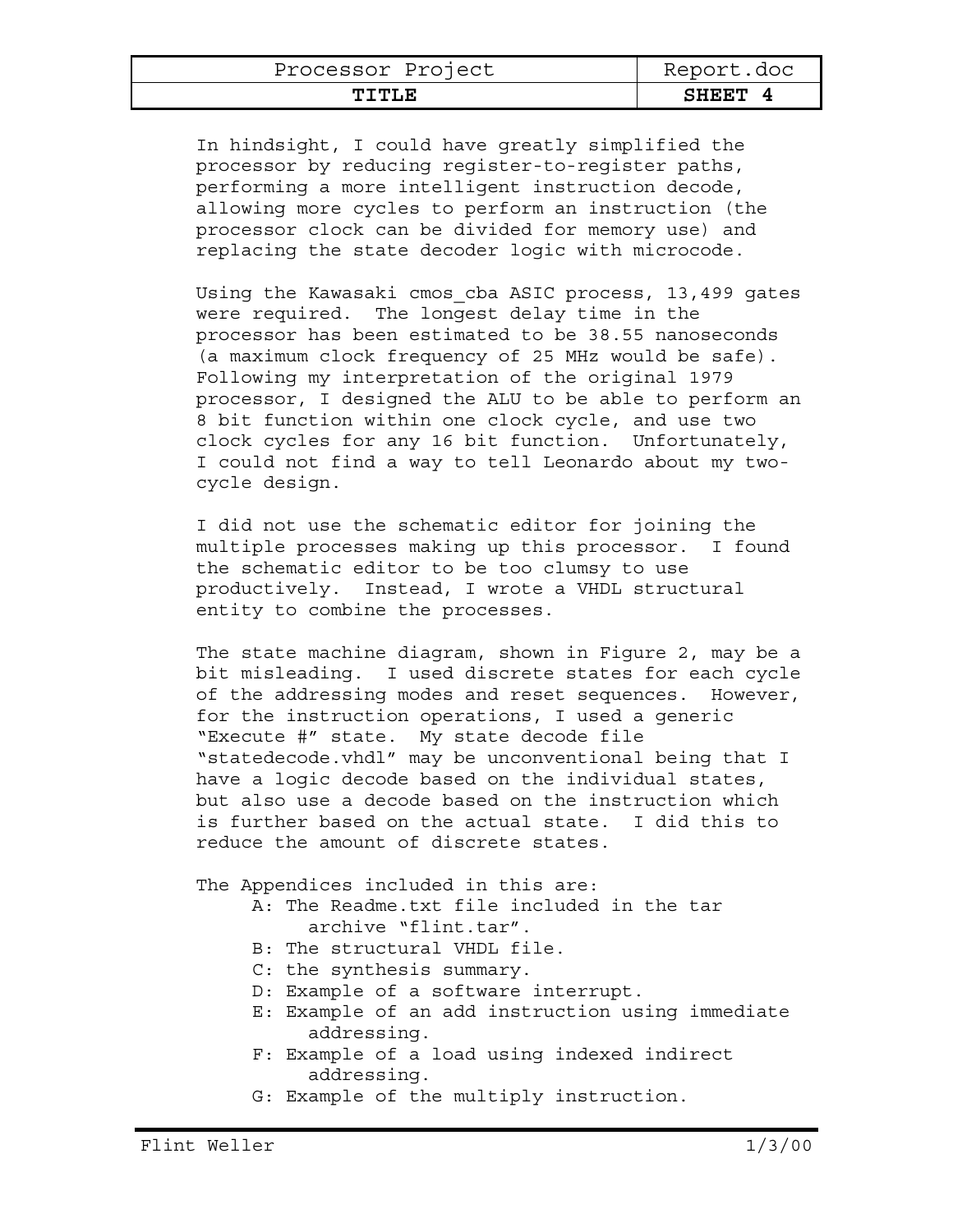In hindsight, I could have greatly simplified the processor by reducing register-to-register paths, performing a more intelligent instruction decode, allowing more cycles to perform an instruction (the processor clock can be divided for memory use) and replacing the state decoder logic with microcode.

Using the Kawasaki cmos_cba ASIC process, 13,499 gates were required. The longest delay time in the processor has been estimated to be 38.55 nanoseconds (a maximum clock frequency of 25 MHz would be safe). Following my interpretation of the original 1979 processor, I designed the ALU to be able to perform an 8 bit function within one clock cycle, and use two clock cycles for any 16 bit function. Unfortunately, I could not find a way to tell Leonardo about my two-cycle design.

I did not use the schematic editor for joining the multiple processes making up this processor. I found the schematic editor to be too clumsy to use productively. Instead, I wrote a VHDL structural entity to combine the processes.

The state machine diagram, shown in Figure 2, may be a bit misleading. I used discrete states for each cycle of the addressing modes and reset sequences. However, for the instruction operations, I used a generic "Execute #" state. My state decode file "statedecode.vhdl" may be unconventional being that I have a logic decode based on the individual states, but also use a decode based on the instruction which is further based on the actual state. I did this to reduce the amount of discrete states.

The Appendices included in this are:

- A: The Readme.txt file included in the tar archive "flint.tar".
- B: The structural VHDL file.
- C: the synthesis summary.
- D: Example of a software interrupt.
- E: Example of an add instruction using immediate addressing.
- F: Example of a load using indexed indirect addressing.
- G: Example of the multiply instruction.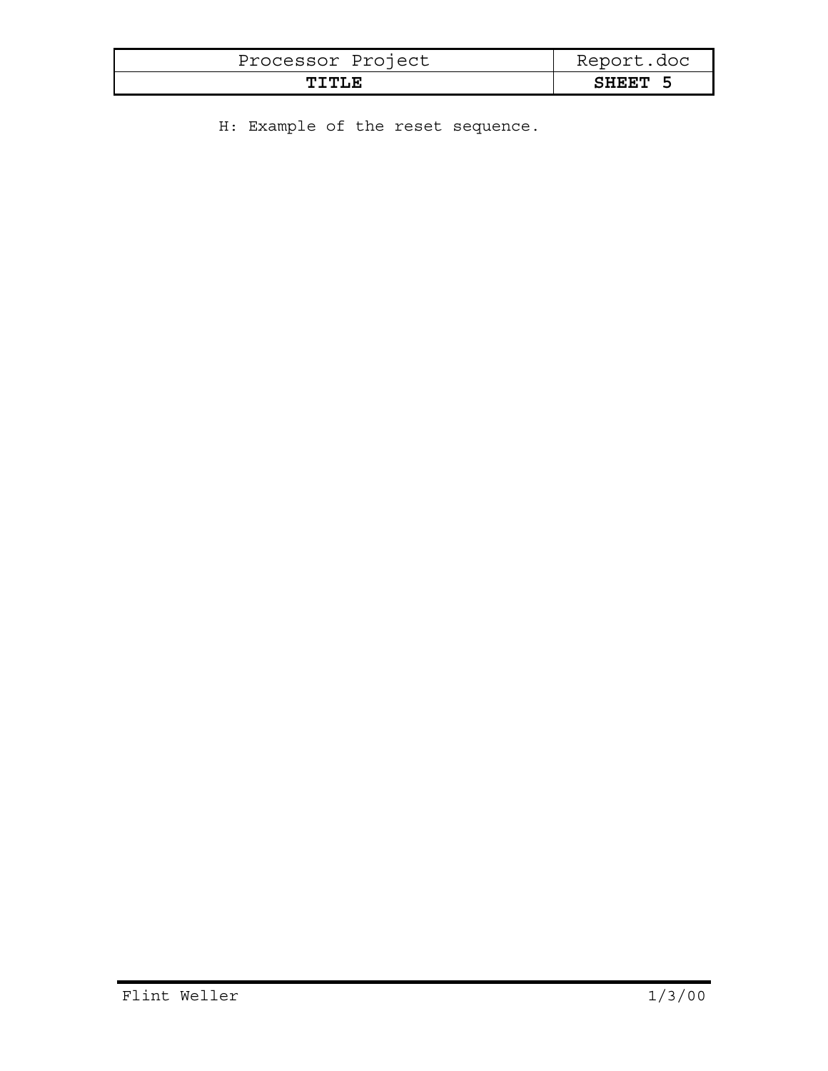H: Example of the reset sequence.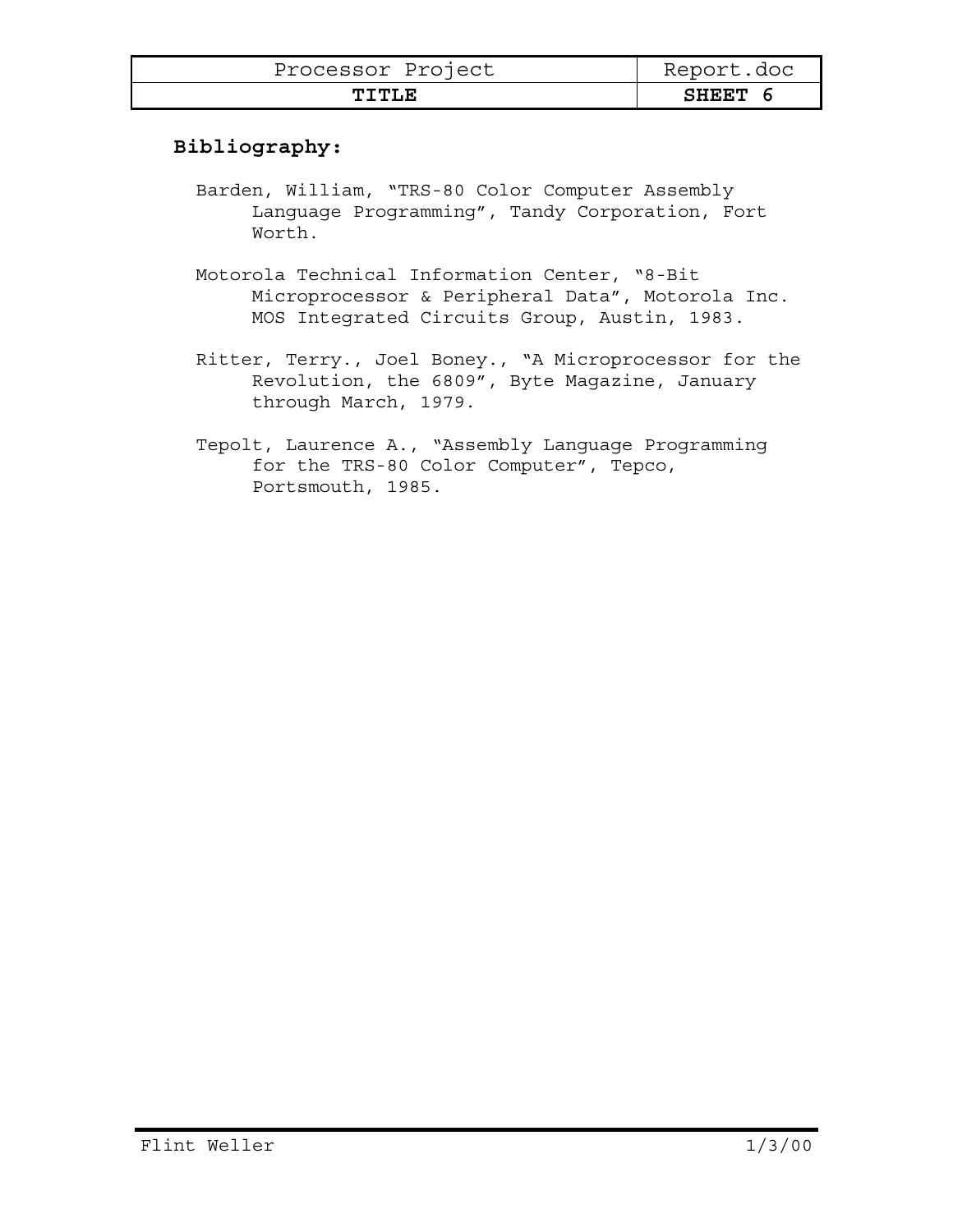## Bibliography:

Barden, William, "TRS-80 Color Computer Assembly Language Programming", Tandy Corporation, Fort Worth.

Motorola Technical Information Center, "8-Bit Microprocessor & Peripheral Data", Motorola Inc. MOS Integrated Circuits Group, Austin, 1983.

Ritter, Terry., Joel Boney., "A Microprocessor for the Revolution, the 6809", Byte Magazine, January through March, 1979.

Tepolt, Laurence A., "Assembly Language Programming for the TRS-80 Color Computer", Tepco, Portsmouth, 1985.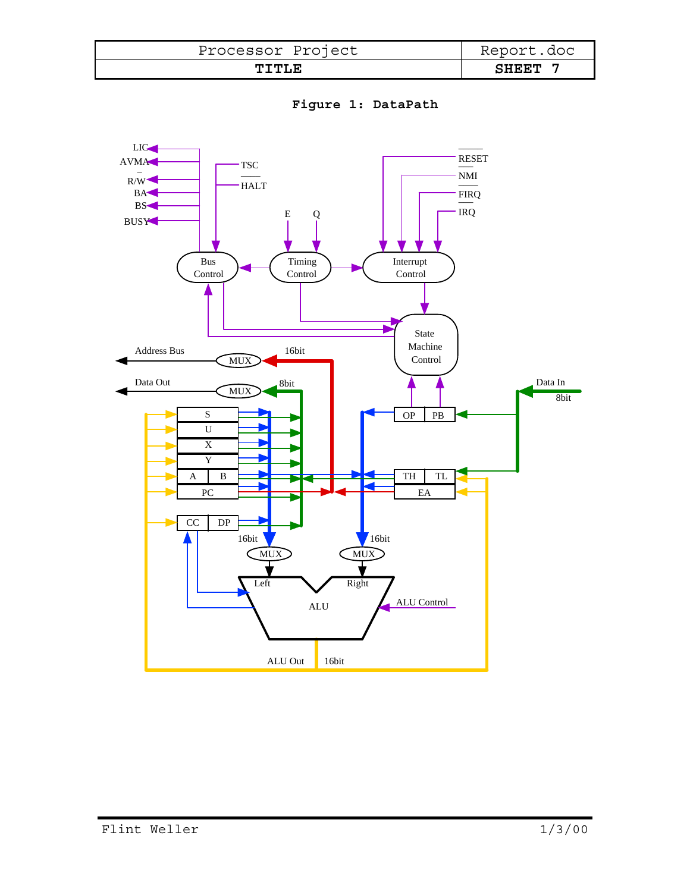**Figure 1: DataPath**

LIC
AVMA
R/W
BA
BS
BUSY
TSC
HALT
E
Q
RESET
NMI
FIRQ
IRQ
Bus Control
Timing Control
Interrupt Control
State Machine Control
Address Bus
MUX
16bit
Data Out
MUX
8bit
Data In
8bit
S
U
X
Y
A
B
PC
CC
DP
OP
PB
TH
TL
EA
16bit
MUX
16bit
MUX
Left
Right
ALU
ALU Control
ALU Out
16bit